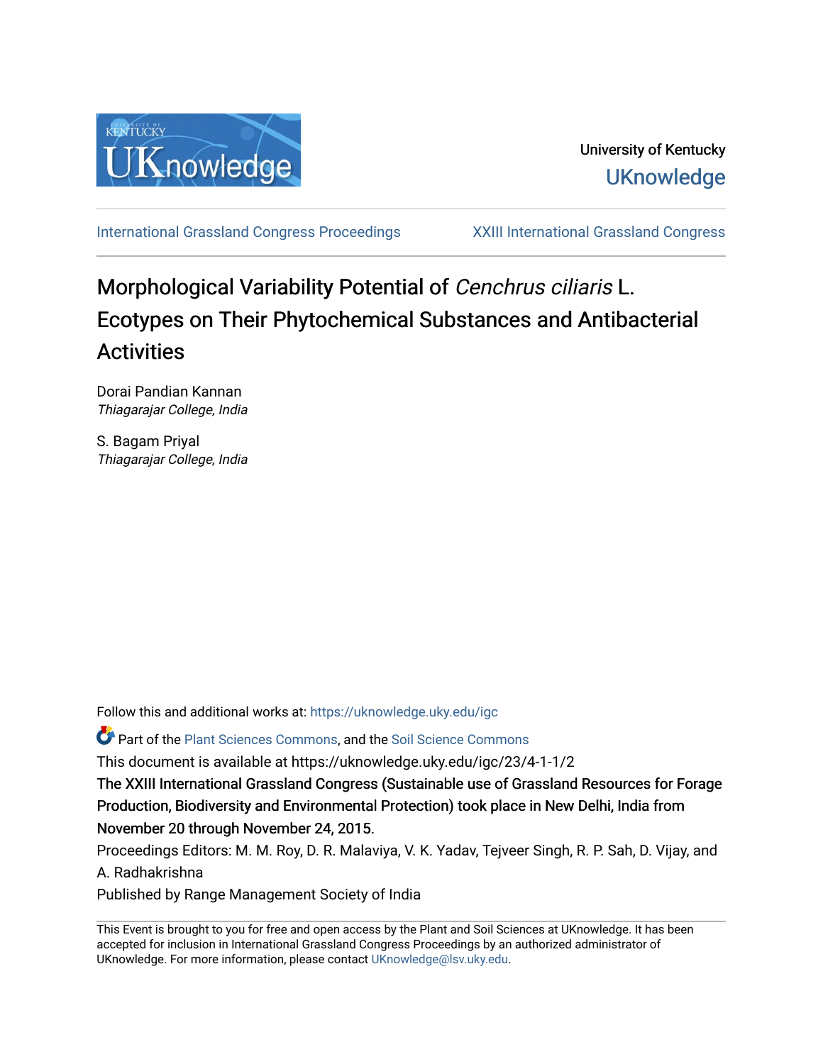University of Kentucky
UKnowledge

International Grassland Congress Proceedings | XXIII International Grassland Congress

# Morphological Variability Potential of *Cenchrus ciliaris* L. Ecotypes on Their Phytochemical Substances and Antibacterial Activities

Dorai Pandian Kannan
*Thiagarajar College, India*

S. Bagam Priyal
*Thiagarajar College, India*

Follow this and additional works at: https://uknowledge.uky.edu/igc

Part of the Plant Sciences Commons, and the Soil Science Commons

This document is available at https://uknowledge.uky.edu/igc/23/4-1-1/2

The XXIII International Grassland Congress (Sustainable use of Grassland Resources for Forage Production, Biodiversity and Environmental Protection) took place in New Delhi, India from November 20 through November 24, 2015.

Proceedings Editors: M. M. Roy, D. R. Malaviya, V. K. Yadav, Tejveer Singh, R. P. Sah, D. Vijay, and A. Radhakrishna

Published by Range Management Society of India

This Event is brought to you for free and open access by the Plant and Soil Sciences at UKnowledge. It has been accepted for inclusion in International Grassland Congress Proceedings by an authorized administrator of UKnowledge. For more information, please contact UKnowledge@lsv.uky.edu.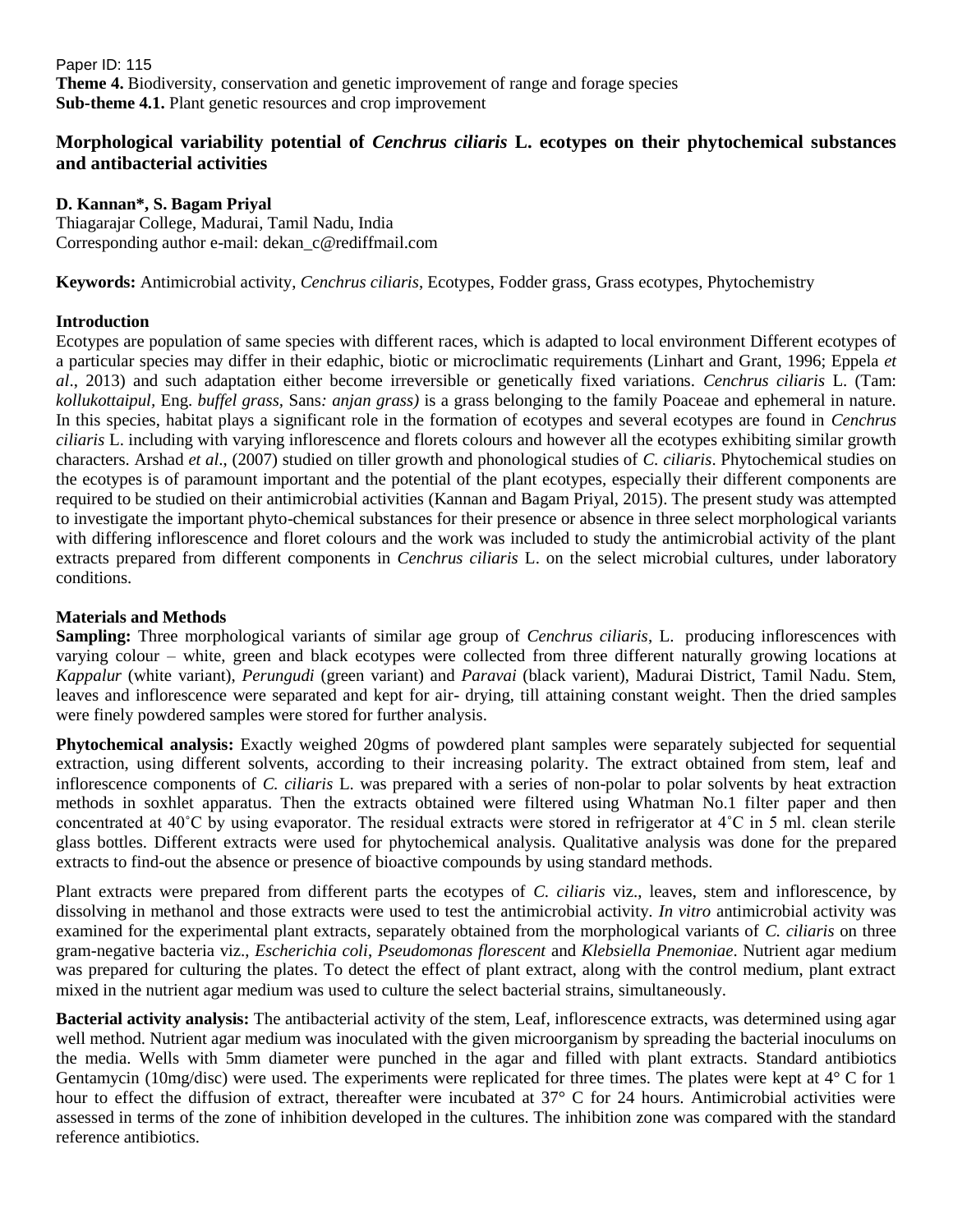Paper ID: 115

**Theme 4.** Biodiversity, conservation and genetic improvement of range and forage species

**Sub-theme 4.1.** Plant genetic resources and crop improvement

# Morphological variability potential of *Cenchrus ciliaris* L. ecotypes on their phytochemical substances and antibacterial activities

**D. Kannan\*, S. Bagam Priyal**

Thiagarajar College, Madurai, Tamil Nadu, India

Corresponding author e-mail: dekan_c@rediffmail.com

**Keywords:** Antimicrobial activity, *Cenchrus ciliaris*, Ecotypes, Fodder grass, Grass ecotypes, Phytochemistry

## Introduction

Ecotypes are population of same species with different races, which is adapted to local environment Different ecotypes of a particular species may differ in their edaphic, biotic or microclimatic requirements (Linhart and Grant, 1996; Eppela *et al*., 2013) and such adaptation either become irreversible or genetically fixed variations. *Cenchrus ciliaris* L. (Tam: *kollukottaipul,* Eng. *buffel grass,* Sans*: anjan grass)* is a grass belonging to the family Poaceae and ephemeral in nature. In this species, habitat plays a significant role in the formation of ecotypes and several ecotypes are found in *Cenchrus ciliaris* L. including with varying inflorescence and florets colours and however all the ecotypes exhibiting similar growth characters. Arshad *et al*., (2007) studied on tiller growth and phonological studies of *C. ciliaris*. Phytochemical studies on the ecotypes is of paramount important and the potential of the plant ecotypes, especially their different components are required to be studied on their antimicrobial activities (Kannan and Bagam Priyal, 2015). The present study was attempted to investigate the important phyto-chemical substances for their presence or absence in three select morphological variants with differing inflorescence and floret colours and the work was included to study the antimicrobial activity of the plant extracts prepared from different components in *Cenchrus ciliaris* L. on the select microbial cultures, under laboratory conditions.

## Materials and Methods

**Sampling:** Three morphological variants of similar age group of *Cenchrus ciliaris*, L. producing inflorescences with varying colour – white, green and black ecotypes were collected from three different naturally growing locations at *Kappalur* (white variant), *Perungudi* (green variant) and *Paravai* (black varient), Madurai District, Tamil Nadu. Stem, leaves and inflorescence were separated and kept for air- drying, till attaining constant weight. Then the dried samples were finely powdered samples were stored for further analysis.

**Phytochemical analysis:** Exactly weighed 20gms of powdered plant samples were separately subjected for sequential extraction, using different solvents, according to their increasing polarity. The extract obtained from stem, leaf and inflorescence components of *C. ciliaris* L. was prepared with a series of non-polar to polar solvents by heat extraction methods in soxhlet apparatus. Then the extracts obtained were filtered using Whatman No.1 filter paper and then concentrated at 40˚C by using evaporator. The residual extracts were stored in refrigerator at 4˚C in 5 ml. clean sterile glass bottles. Different extracts were used for phytochemical analysis. Qualitative analysis was done for the prepared extracts to find-out the absence or presence of bioactive compounds by using standard methods.

Plant extracts were prepared from different parts the ecotypes of *C. ciliaris* viz., leaves, stem and inflorescence, by dissolving in methanol and those extracts were used to test the antimicrobial activity. *In vitro* antimicrobial activity was examined for the experimental plant extracts, separately obtained from the morphological variants of *C. ciliaris* on three gram-negative bacteria viz., *Escherichia coli*, *Pseudomonas florescent* and *Klebsiella Pnemoniae*. Nutrient agar medium was prepared for culturing the plates. To detect the effect of plant extract, along with the control medium, plant extract mixed in the nutrient agar medium was used to culture the select bacterial strains, simultaneously.

**Bacterial activity analysis:** The antibacterial activity of the stem, Leaf, inflorescence extracts, was determined using agar well method. Nutrient agar medium was inoculated with the given microorganism by spreading the bacterial inoculums on the media. Wells with 5mm diameter were punched in the agar and filled with plant extracts. Standard antibiotics Gentamycin (10mg/disc) were used. The experiments were replicated for three times. The plates were kept at 4° C for 1 hour to effect the diffusion of extract, thereafter were incubated at 37° C for 24 hours. Antimicrobial activities were assessed in terms of the zone of inhibition developed in the cultures. The inhibition zone was compared with the standard reference antibiotics.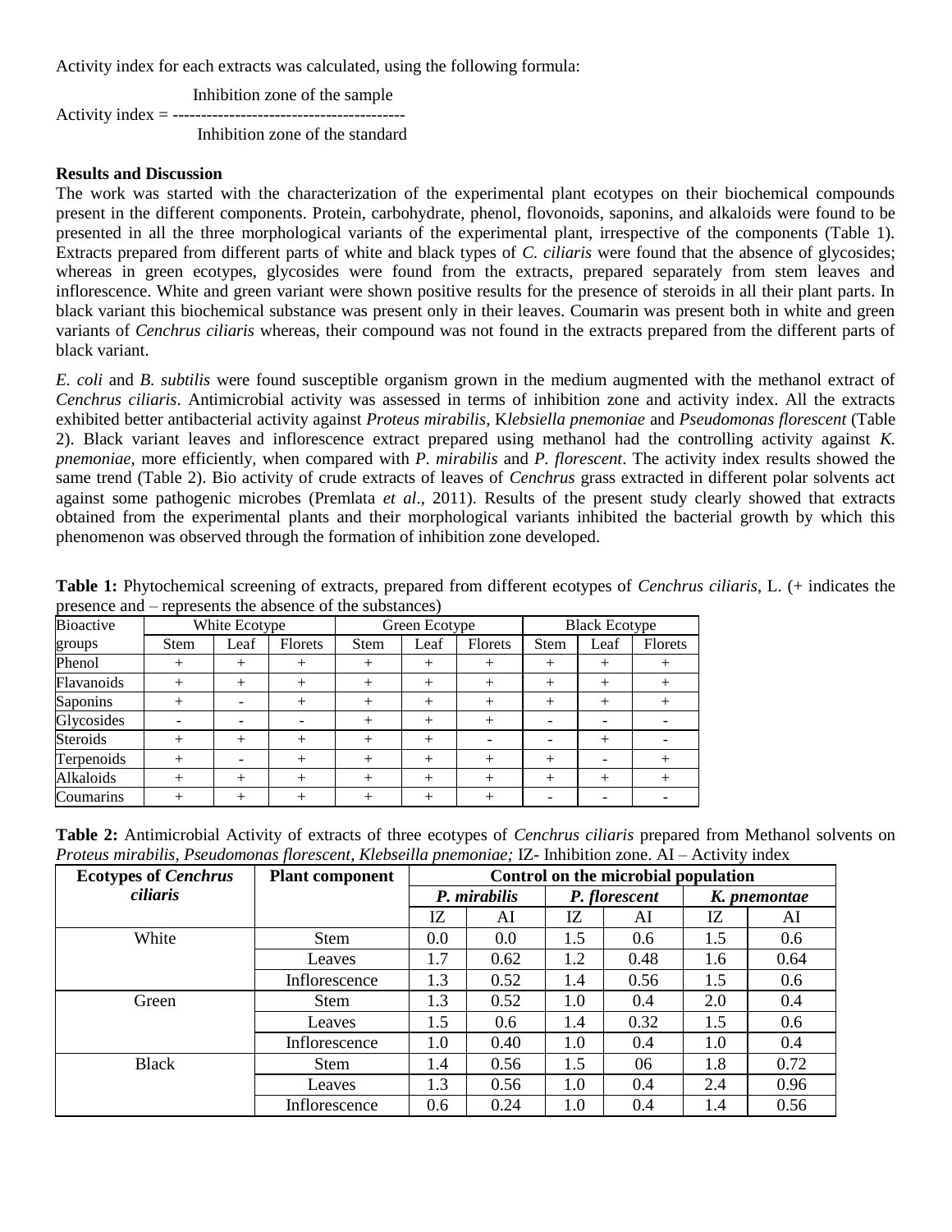Activity index for each extracts was calculated, using the following formula:

$$\text{Activity index} = \frac{\text{Inhibition zone of the sample}}{\text{Inhibition zone of the standard}}$$

**Results and Discussion**

The work was started with the characterization of the experimental plant ecotypes on their biochemical compounds present in the different components. Protein, carbohydrate, phenol, flovonoids, saponins, and alkaloids were found to be presented in all the three morphological variants of the experimental plant, irrespective of the components (Table 1). Extracts prepared from different parts of white and black types of *C. ciliaris* were found that the absence of glycosides; whereas in green ecotypes, glycosides were found from the extracts, prepared separately from stem leaves and inflorescence. White and green variant were shown positive results for the presence of steroids in all their plant parts. In black variant this biochemical substance was present only in their leaves. Coumarin was present both in white and green variants of *Cenchrus ciliaris* whereas, their compound was not found in the extracts prepared from the different parts of black variant.

*E. coli* and *B. subtilis* were found susceptible organism grown in the medium augmented with the methanol extract of *Cenchrus ciliaris*. Antimicrobial activity was assessed in terms of inhibition zone and activity index. All the extracts exhibited better antibacterial activity against *Proteus mirabilis*, K*lebsiella pnemoniae* and *Pseudomonas florescent* (Table 2). Black variant leaves and inflorescence extract prepared using methanol had the controlling activity against *K. pnemoniae,* more efficiently, when compared with *P. mirabilis* and *P. florescent*. The activity index results showed the same trend (Table 2). Bio activity of crude extracts of leaves of *Cenchrus* grass extracted in different polar solvents act against some pathogenic microbes (Premlata *et al*., 2011). Results of the present study clearly showed that extracts obtained from the experimental plants and their morphological variants inhibited the bacterial growth by which this phenomenon was observed through the formation of inhibition zone developed.

**Table 1:** Phytochemical screening of extracts, prepared from different ecotypes of *Cenchrus ciliaris*, L. (+ indicates the presence and – represents the absence of the substances)

| Bioactive groups | White Ecotype | | | Green Ecotype | | | Black Ecotype | | |
|---|---|---|---|---|---|---|---|---|---|
| | Stem | Leaf | Florets | Stem | Leaf | Florets | Stem | Leaf | Florets |
| Phenol | + | + | + | + | + | + | + | + | + |
| Flavanoids | + | + | + | + | + | + | + | + | + |
| Saponins | + | - | + | + | + | + | + | + | + |
| Glycosides | - | - | - | + | + | + | - | - | - |
| Steroids | + | + | + | + | + | - | - | + | - |
| Terpenoids | + | - | + | + | + | + | + | - | + |
| Alkaloids | + | + | + | + | + | + | + | + | + |
| Coumarins | + | + | + | + | + | + | - | - | - |

**Table 2:** Antimicrobial Activity of extracts of three ecotypes of *Cenchrus ciliaris* prepared from Methanol solvents on *Proteus mirabilis, Pseudomonas florescent, Klebseilla pnemoniae;* IZ- Inhibition zone. AI – Activity index

| **Ecotypes of *Cenchrus ciliaris*** | **Plant component** | **Control on the microbial population** | | | | | |
|---|---|---|---|---|---|---|---|
| | | ***P. mirabilis*** | | ***P. florescent*** | | ***K. pnemontae*** | |
| | | IZ | AI | IZ | AI | IZ | AI |
| White | Stem | 0.0 | 0.0 | 1.5 | 0.6 | 1.5 | 0.6 |
| | Leaves | 1.7 | 0.62 | 1.2 | 0.48 | 1.6 | 0.64 |
| | Inflorescence | 1.3 | 0.52 | 1.4 | 0.56 | 1.5 | 0.6 |
| Green | Stem | 1.3 | 0.52 | 1.0 | 0.4 | 2.0 | 0.4 |
| | Leaves | 1.5 | 0.6 | 1.4 | 0.32 | 1.5 | 0.6 |
| | Inflorescence | 1.0 | 0.40 | 1.0 | 0.4 | 1.0 | 0.4 |
| Black | Stem | 1.4 | 0.56 | 1.5 | 06 | 1.8 | 0.72 |
| | Leaves | 1.3 | 0.56 | 1.0 | 0.4 | 2.4 | 0.96 |
| | Inflorescence | 0.6 | 0.24 | 1.0 | 0.4 | 1.4 | 0.56 |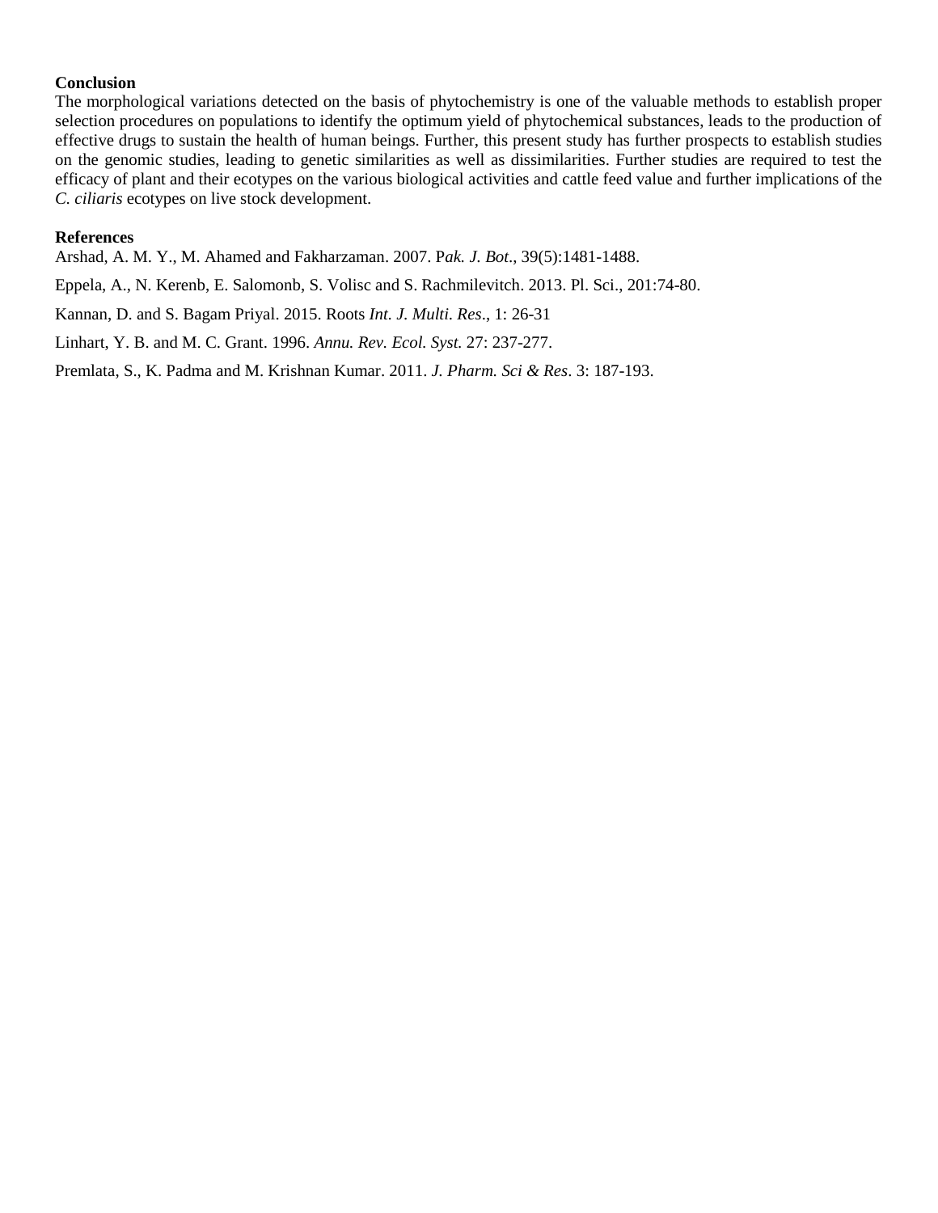**Conclusion**

The morphological variations detected on the basis of phytochemistry is one of the valuable methods to establish proper selection procedures on populations to identify the optimum yield of phytochemical substances, leads to the production of effective drugs to sustain the health of human beings. Further, this present study has further prospects to establish studies on the genomic studies, leading to genetic similarities as well as dissimilarities. Further studies are required to test the efficacy of plant and their ecotypes on the various biological activities and cattle feed value and further implications of the *C. ciliaris* ecotypes on live stock development.

**References**

Arshad, A. M. Y., M. Ahamed and Fakharzaman. 2007. P*ak. J. Bot*., 39(5):1481-1488.

Eppela, A., N. Kerenb, E. Salomonb, S. Volisc and S. Rachmilevitch. 2013. Pl. Sci., 201:74-80.

Kannan, D. and S. Bagam Priyal. 2015. Roots *Int. J. Multi. Res*., 1: 26-31

Linhart, Y. B. and M. C. Grant. 1996. *Annu. Rev. Ecol. Syst.* 27: 237-277.

Premlata, S., K. Padma and M. Krishnan Kumar. 2011. *J. Pharm. Sci & Res*. 3: 187-193.